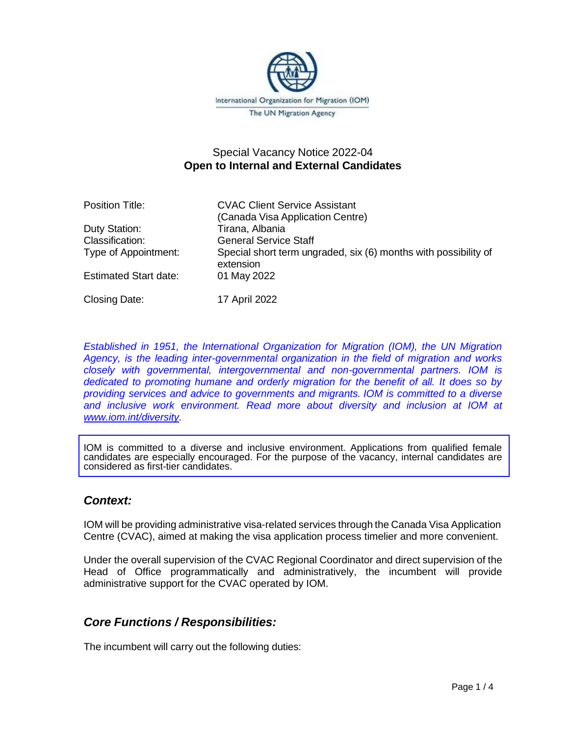International Organization for Migration (IOM)
The UN Migration Agency

Special Vacancy Notice 2022-04
**Open to Internal and External Candidates**

| | |
|---|---|
| Position Title: | CVAC Client Service Assistant (Canada Visa Application Centre) |
| Duty Station: | Tirana, Albania |
| Classification: | General Service Staff |
| Type of Appointment: | Special short term ungraded, six (6) months with possibility of extension |
| Estimated Start date: | 01 May 2022 |
| Closing Date: | 17 April 2022 |

*Established in 1951, the International Organization for Migration (IOM), the UN Migration Agency, is the leading inter-governmental organization in the field of migration and works closely with governmental, intergovernmental and non-governmental partners. IOM is dedicated to promoting humane and orderly migration for the benefit of all. It does so by providing services and advice to governments and migrants. IOM is committed to a diverse and inclusive work environment. Read more about diversity and inclusion at IOM at www.iom.int/diversity.*

IOM is committed to a diverse and inclusive environment. Applications from qualified female candidates are especially encouraged. For the purpose of the vacancy, internal candidates are considered as first-tier candidates.

## *Context:*

IOM will be providing administrative visa-related services through the Canada Visa Application Centre (CVAC), aimed at making the visa application process timelier and more convenient.

Under the overall supervision of the CVAC Regional Coordinator and direct supervision of the Head of Office programmatically and administratively, the incumbent will provide administrative support for the CVAC operated by IOM.

## *Core Functions / Responsibilities:*

The incumbent will carry out the following duties: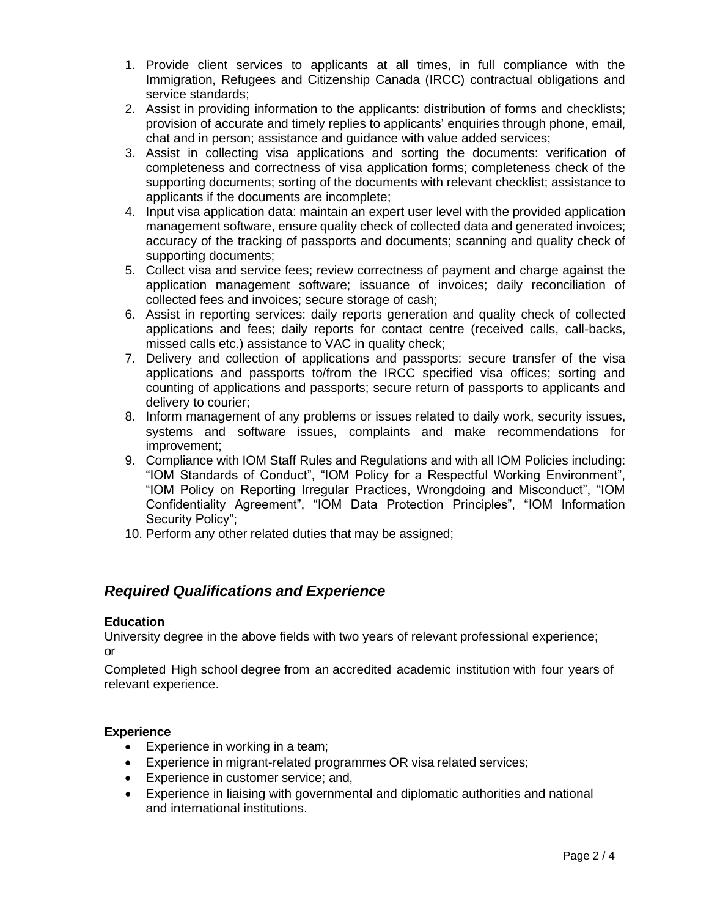1. Provide client services to applicants at all times, in full compliance with the Immigration, Refugees and Citizenship Canada (IRCC) contractual obligations and service standards;
2. Assist in providing information to the applicants: distribution of forms and checklists; provision of accurate and timely replies to applicants' enquiries through phone, email, chat and in person; assistance and guidance with value added services;
3. Assist in collecting visa applications and sorting the documents: verification of completeness and correctness of visa application forms; completeness check of the supporting documents; sorting of the documents with relevant checklist; assistance to applicants if the documents are incomplete;
4. Input visa application data: maintain an expert user level with the provided application management software, ensure quality check of collected data and generated invoices; accuracy of the tracking of passports and documents; scanning and quality check of supporting documents;
5. Collect visa and service fees; review correctness of payment and charge against the application management software; issuance of invoices; daily reconciliation of collected fees and invoices; secure storage of cash;
6. Assist in reporting services: daily reports generation and quality check of collected applications and fees; daily reports for contact centre (received calls, call-backs, missed calls etc.) assistance to VAC in quality check;
7. Delivery and collection of applications and passports: secure transfer of the visa applications and passports to/from the IRCC specified visa offices; sorting and counting of applications and passports; secure return of passports to applicants and delivery to courier;
8. Inform management of any problems or issues related to daily work, security issues, systems and software issues, complaints and make recommendations for improvement;
9. Compliance with IOM Staff Rules and Regulations and with all IOM Policies including: "IOM Standards of Conduct", "IOM Policy for a Respectful Working Environment", "IOM Policy on Reporting Irregular Practices, Wrongdoing and Misconduct", "IOM Confidentiality Agreement", "IOM Data Protection Principles", "IOM Information Security Policy";
10. Perform any other related duties that may be assigned;

## *Required Qualifications and Experience*

**Education**

University degree in the above fields with two years of relevant professional experience; or

Completed High school degree from an accredited academic institution with four years of relevant experience.

**Experience**

- Experience in working in a team;
- Experience in migrant-related programmes OR visa related services;
- Experience in customer service; and,
- Experience in liaising with governmental and diplomatic authorities and national and international institutions.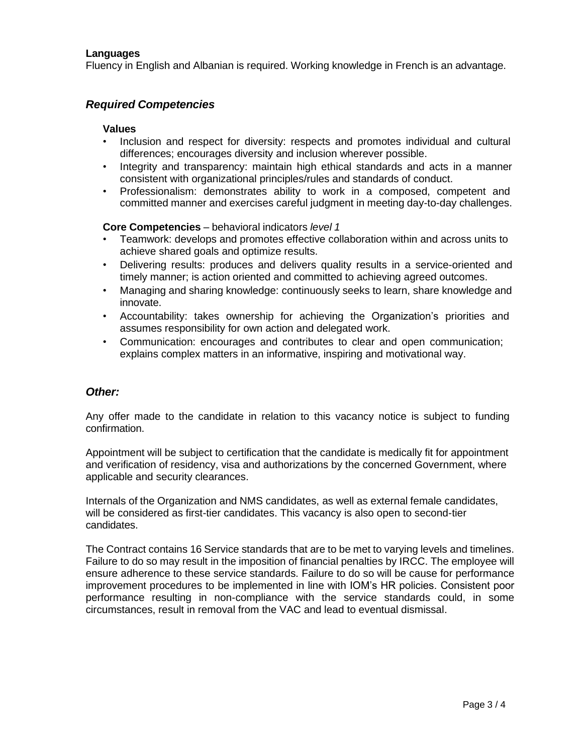**Languages**

Fluency in English and Albanian is required. Working knowledge in French is an advantage.

## *Required Competencies*

**Values**

- Inclusion and respect for diversity: respects and promotes individual and cultural differences; encourages diversity and inclusion wherever possible.
- Integrity and transparency: maintain high ethical standards and acts in a manner consistent with organizational principles/rules and standards of conduct.
- Professionalism: demonstrates ability to work in a composed, competent and committed manner and exercises careful judgment in meeting day-to-day challenges.

**Core Competencies** – behavioral indicators *level 1*

- Teamwork: develops and promotes effective collaboration within and across units to achieve shared goals and optimize results.
- Delivering results: produces and delivers quality results in a service-oriented and timely manner; is action oriented and committed to achieving agreed outcomes.
- Managing and sharing knowledge: continuously seeks to learn, share knowledge and innovate.
- Accountability: takes ownership for achieving the Organization's priorities and assumes responsibility for own action and delegated work.
- Communication: encourages and contributes to clear and open communication; explains complex matters in an informative, inspiring and motivational way.

## *Other:*

Any offer made to the candidate in relation to this vacancy notice is subject to funding confirmation.

Appointment will be subject to certification that the candidate is medically fit for appointment and verification of residency, visa and authorizations by the concerned Government, where applicable and security clearances.

Internals of the Organization and NMS candidates, as well as external female candidates, will be considered as first-tier candidates. This vacancy is also open to second-tier candidates.

The Contract contains 16 Service standards that are to be met to varying levels and timelines. Failure to do so may result in the imposition of financial penalties by IRCC. The employee will ensure adherence to these service standards. Failure to do so will be cause for performance improvement procedures to be implemented in line with IOM's HR policies. Consistent poor performance resulting in non-compliance with the service standards could, in some circumstances, result in removal from the VAC and lead to eventual dismissal.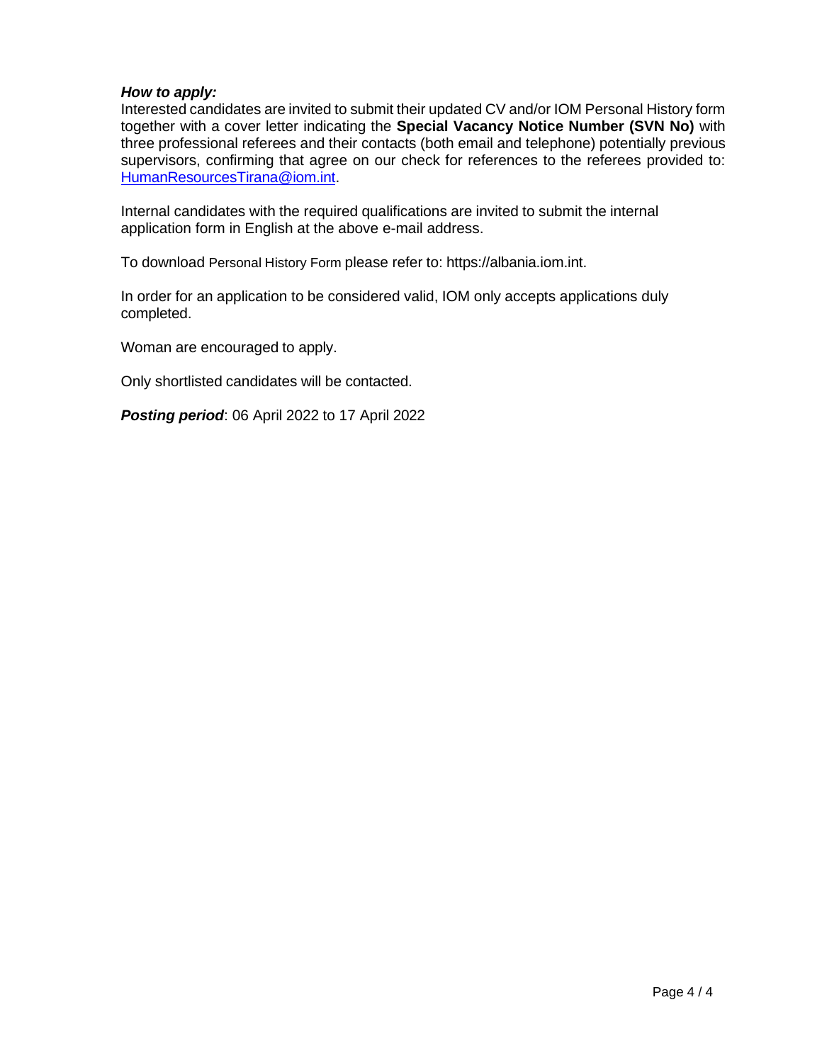***How to apply:***

Interested candidates are invited to submit their updated CV and/or IOM Personal History form together with a cover letter indicating the **Special Vacancy Notice Number (SVN No)** with three professional referees and their contacts (both email and telephone) potentially previous supervisors, confirming that agree on our check for references to the referees provided to: HumanResourcesTirana@iom.int.

Internal candidates with the required qualifications are invited to submit the internal application form in English at the above e-mail address.

To download Personal History Form please refer to: https://albania.iom.int.

In order for an application to be considered valid, IOM only accepts applications duly completed.

Woman are encouraged to apply.

Only shortlisted candidates will be contacted.

***Posting period***: 06 April 2022 to 17 April 2022